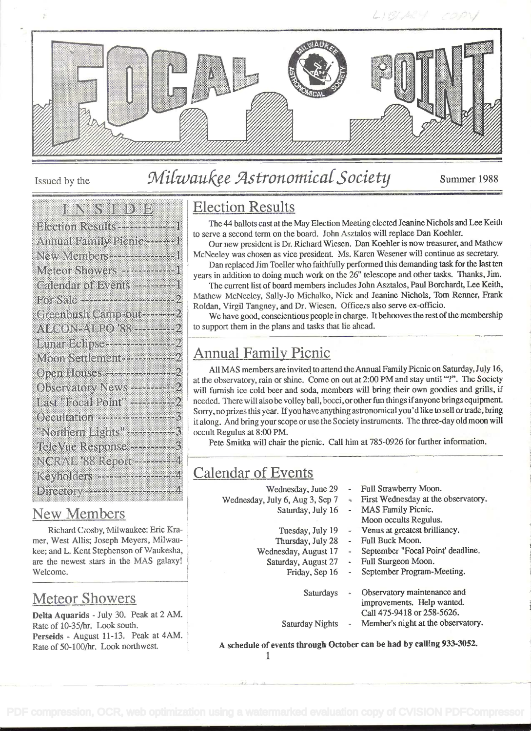# FOCAL POINT

Issued by the *Milwaukee Astronomical Society* Summer 1988

## INSIDE

- Election Results ---------- 1
- Annual Family Picnic ------- 1
- New Members ---------- 1
- Meteor Showers ---------- 1
- Calendar of Events --------- 1
- For Sale ---------- 2
- Greenbush Camp-out -------- 2
- ALCON-ALPO '88 --------- 2
- Lunar Eclipse ---------- 2
- Moon Settlement ---------- 2
- Open Houses ---------- 2
- Observatory News ---------- 2
- Last "Focal Point" ---------- 2
- Occultation ---------- 3
- "Northern Lights" ---------- 3
- TeleVue Response ---------- 3
- NCRAL '88 Report ---------- 4
- Keyholders ---------- 4
- Directory ---------- 4

## New Members

Richard Crosby, Milwaukee: Eric Kramer, West Allis; Joseph Meyers, Milwaukee; and L. Kent Stephenson of Waukesha, are the newest stars in the MAS galaxy! Welcome.

## Meteor Showers

**Delta Aquarids** - July 30. Peak at 2 AM. Rate of 10-35/hr. Look south.
**Perseids** - August 11-13. Peak at 4AM. Rate of 50-100/hr. Look northwest.

## Election Results

The 44 ballots cast at the May Election Meeting elected Jeanine Nichols and Lee Keith to serve a second term on the board. John Asztalos will replace Dan Koehler.

Our new president is Dr. Richard Wiesen. Dan Koehler is now treasurer, and Mathew McNeeley was chosen as vice president. Ms. Karen Wesener will continue as secretary.

Dan replaced Jim Toeller who faithfully performed this demanding task for the last ten years in addition to doing much work on the 26" telescope and other tasks. Thanks, Jim.

The current list of board members includes John Asztalos, Paul Borchardt, Lee Keith, Mathew McNeeley, Sally-Jo Michalko, Nick and Jeanine Nichols, Tom Renner, Frank Roldan, Virgil Tangney, and Dr. Wiesen. Officers also serve ex-officio.

We have good, conscientious people in charge. It behooves the rest of the membership to support them in the plans and tasks that lie ahead.

## Annual Family Picnic

All MAS members are invited to attend the Annual Family Picnic on Saturday, July 16, at the observatory, rain or shine. Come on out at 2:00 PM and stay until "?". The Society will furnish ice cold beer and soda, members will bring their own goodies and grills, if needed. There will also be volley ball, bocci, or other fun things if anyone brings equipment. Sorry, no prizes this year. If you have anything astronomical you'd like to sell or trade, bring it along. And bring your scope or use the Society instruments. The three-day old moon will occult Regulus at 8:00 PM.

Pete Smitka will chair the picnic. Call him at 785-0926 for further information.

## Calendar of Events

| | | |
|---|---|---|
| Wednesday, June 29 | - | Full Strawberry Moon. |
| Wednesday, July 6, Aug 3, Sep 7 | - | First Wednesday at the observatory. |
| Saturday, July 16 | - | MAS Family Picnic. Moon occults Regulus. |
| Tuesday, July 19 | - | Venus at greatest brilliancy. |
| Thursday, July 28 | - | Full Buck Moon. |
| Wednesday, August 17 | - | September "Focal Point' deadline. |
| Saturday, August 27 | - | Full Sturgeon Moon. |
| Friday, Sep 16 | - | September Program-Meeting. |
| Saturdays | - | Observatory maintenance and improvements. Help wanted. Call 475-9418 or 258-5626. |
| Saturday Nights | - | Member's night at the observatory. |

**A schedule of events through October can be had by calling 933-3052.**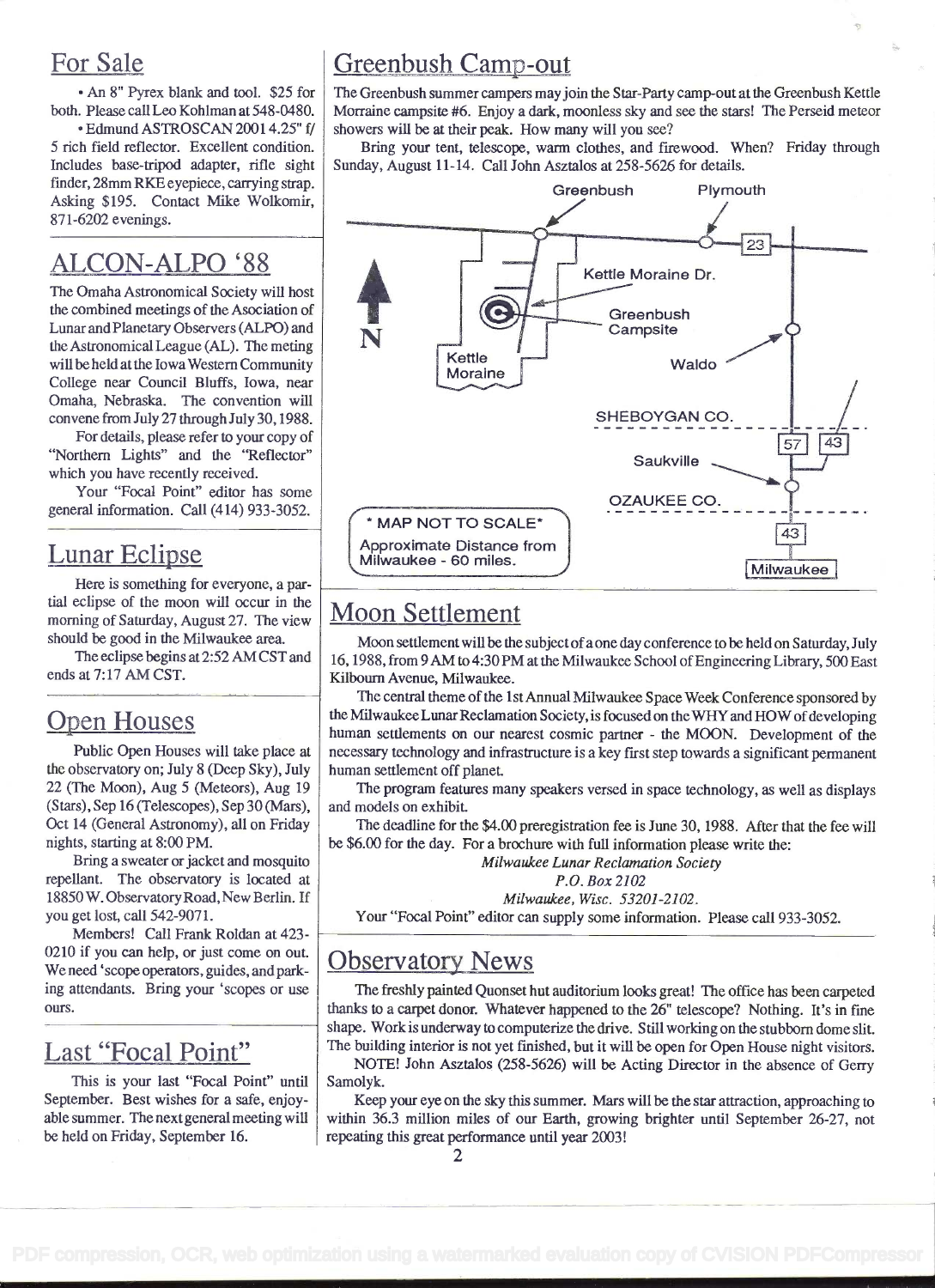## For Sale

- An 8" Pyrex blank and tool. $25 for both. Please call Leo Kohlman at 548-0480.
- Edmund ASTROSCAN 2001 4.25" f/ 5 rich field reflector. Excellent condition. Includes base-tripod adapter, rifle sight finder, 28mm RKE eyepiece, carrying strap. Asking $195. Contact Mike Wolkomir, 871-6202 evenings.

## ALCON-ALPO '88

The Omaha Astronomical Society will host the combined meetings of the Asociation of Lunar and Planetary Observers (ALPO) and the Astronomical League (AL). The meting will be held at the Iowa Western Community College near Council Bluffs, Iowa, near Omaha, Nebraska. The convention will convene from July 27 through July 30, 1988.

For details, please refer to your copy of "Northern Lights" and the "Reflector" which you have recently received.

Your "Focal Point" editor has some general information. Call (414) 933-3052.

## Lunar Eclipse

Here is something for everyone, a partial eclipse of the moon will occur in the morning of Saturday, August 27. The view should be good in the Milwaukee area.

The eclipse begins at 2:52 AM CST and ends at 7:17 AM CST.

## Open Houses

Public Open Houses will take place at the observatory on; July 8 (Deep Sky), July 22 (The Moon), Aug 5 (Meteors), Aug 19 (Stars), Sep 16 (Telescopes), Sep 30 (Mars), Oct 14 (General Astronomy), all on Friday nights, starting at 8:00 PM.

Bring a sweater or jacket and mosquito repellant. The observatory is located at 18850 W. Observatory Road, New Berlin. If you get lost, call 542-9071.

Members! Call Frank Roldan at 423-0210 if you can help, or just come on out. We need 'scope operators, guides, and parking attendants. Bring your 'scopes or use ours.

## Last "Focal Point"

This is your last "Focal Point" until September. Best wishes for a safe, enjoyable summer. The next general meeting will be held on Friday, September 16.

## Greenbush Camp-out

The Greenbush summer campers may join the Star-Party camp-out at the Greenbush Kettle Morraine campsite #6. Enjoy a dark, moonless sky and see the stars! The Perseid meteor showers will be at their peak. How many will you see?

Bring your tent, telescope, warm clothes, and firewood. When? Friday through Sunday, August 11-14. Call John Asztalos at 258-5626 for details.

Greenbush — Plymouth — 23 — Kettle Moraine Dr. — Greenbush Campsite — Waldo — Kettle Moraine — SHEBOYGAN CO. — 57 — 43 — Saukville — OZAUKEE CO. — 43 — Milwaukee — N

\* MAP NOT TO SCALE\*
Approximate Distance from Milwaukee - 60 miles.

## Moon Settlement

Moon settlement will be the subject of a one day conference to be held on Saturday, July 16, 1988, from 9 AM to 4:30 PM at the Milwaukee School of Engineering Library, 500 East Kilbourn Avenue, Milwaukee.

The central theme of the 1st Annual Milwaukee Space Week Conference sponsored by the Milwaukee Lunar Reclamation Society, is focused on the WHY and HOW of developing human settlements on our nearest cosmic partner - the MOON. Development of the necessary technology and infrastructure is a key first step towards a significant permanent human settlement off planet.

The program features many speakers versed in space technology, as well as displays and models on exhibit.

The deadline for the $4.00 preregistration fee is June 30, 1988. After that the fee will be $6.00 for the day. For a brochure with full information please write the:

*Milwaukee Lunar Reclamation Society*
*P.O. Box 2102*
*Milwaukee, Wisc. 53201-2102.*

Your "Focal Point" editor can supply some information. Please call 933-3052.

## Observatory News

The freshly painted Quonset hut auditorium looks great! The office has been carpeted thanks to a carpet donor. Whatever happened to the 26" telescope? Nothing. It's in fine shape. Work is underway to computerize the drive. Still working on the stubborn dome slit. The building interior is not yet finished, but it will be open for Open House night visitors.

NOTE! John Asztalos (258-5626) will be Acting Director in the absence of Gerry Samolyk.

Keep your eye on the sky this summer. Mars will be the star attraction, approaching to within 36.3 million miles of our Earth, growing brighter until September 26-27, not repeating this great performance until year 2003!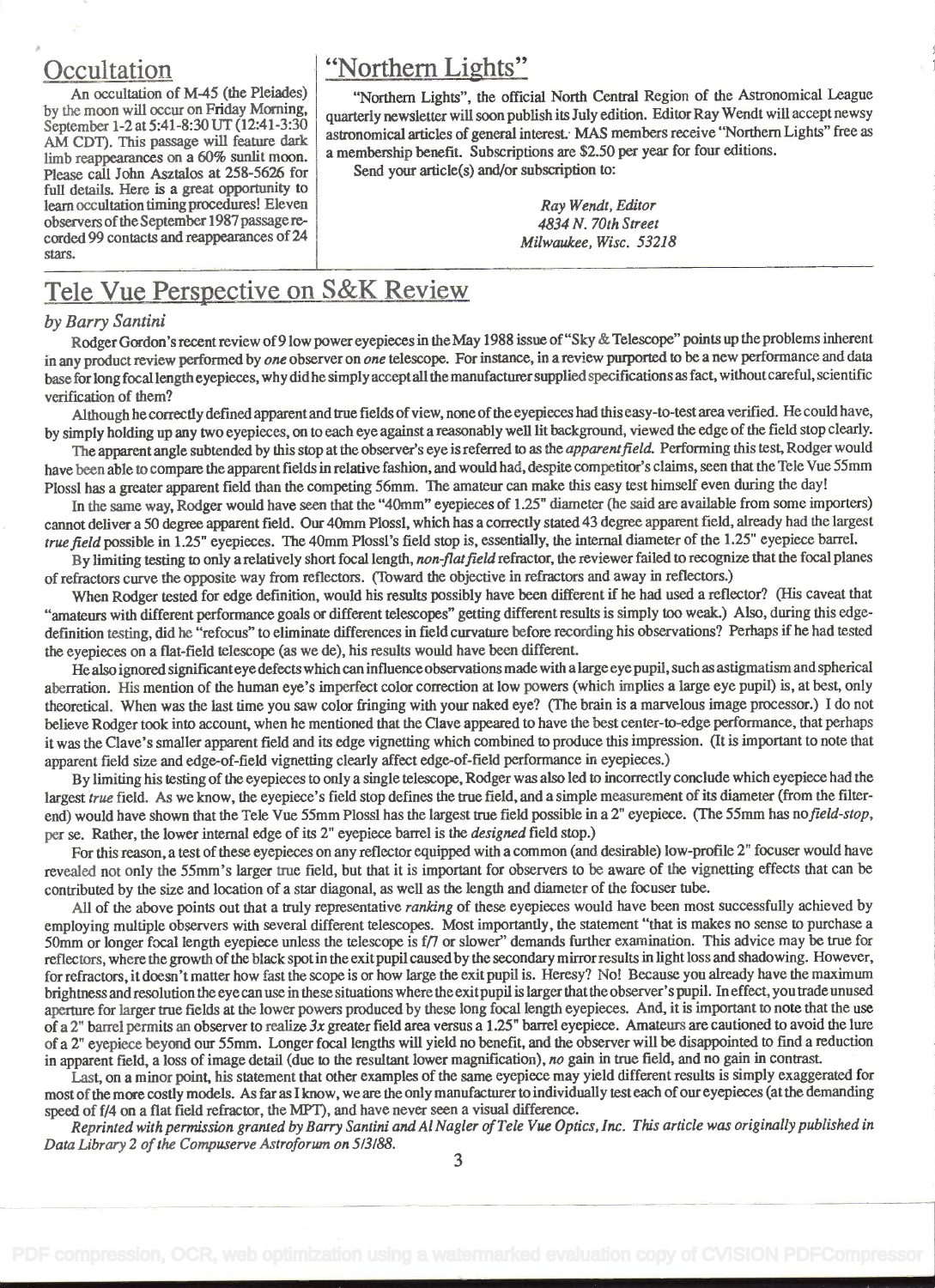## Occultation

An occultation of M-45 (the Pleiades) by the moon will occur on Friday Morning, September 1-2 at 5:41-8:30 UT (12:41-3:30 AM CDT). This passage will feature dark limb reappearances on a 60% sunlit moon. Please call John Asztalos at 258-5626 for full details. Here is a great opportunity to learn occultation timing procedures! Eleven observers of the September 1987 passage recorded 99 contacts and reappearances of 24 stars.

## "Northern Lights"

"Northern Lights", the official North Central Region of the Astronomical League quarterly newsletter will soon publish its July edition. Editor Ray Wendt will accept newsy astronomical articles of general interest. MAS members receive "Northern Lights" free as a membership benefit. Subscriptions are $2.50 per year for four editions.

Send your article(s) and/or subscription to:

*Ray Wendt, Editor*
*4834 N. 70th Street*
*Milwaukee, Wisc. 53218*

## Tele Vue Perspective on S&K Review

*by Barry Santini*

Rodger Gordon's recent review of 9 low power eyepieces in the May 1988 issue of "Sky & Telescope" points up the problems inherent in any product review performed by *one* observer on *one* telescope. For instance, in a review purported to be a new performance and data base for long focal length eyepieces, why did he simply accept all the manufacturer supplied specifications as fact, without careful, scientific verification of them?

Although he correctly defined apparent and true fields of view, none of the eyepieces had this easy-to-test area verified. He could have, by simply holding up any two eyepieces, on to each eye against a reasonably well lit background, viewed the edge of the field stop clearly.

The apparent angle subtended by this stop at the observer's eye is referred to as the *apparent field.* Performing this test, Rodger would have been able to compare the apparent fields in relative fashion, and would had, despite competitor's claims, seen that the Tele Vue 55mm Plossl has a greater apparent field than the competing 56mm. The amateur can make this easy test himself even during the day!

In the same way, Rodger would have seen that the "40mm" eyepieces of 1.25" diameter (he said are available from some importers) cannot deliver a 50 degree apparent field. Our 40mm Plossl, which has a correctly stated 43 degree apparent field, already had the largest *true field* possible in 1.25" eyepieces. The 40mm Plossl's field stop is, essentially, the internal diameter of the 1.25" eyepiece barrel.

By limiting testing to only a relatively short focal length, *non-flat field* refractor, the reviewer failed to recognize that the focal planes of refractors curve the opposite way from reflectors. (Toward the objective in refractors and away in reflectors.)

When Rodger tested for edge definition, would his results possibly have been different if he had used a reflector? (His caveat that "amateurs with different performance goals or different telescopes" getting different results is simply too weak.) Also, during this edge-definition testing, did he "refocus" to eliminate differences in field curvature before recording his observations? Perhaps if he had tested the eyepieces on a flat-field telescope (as we de), his results would have been different.

He also ignored significant eye defects which can influence observations made with a large eye pupil, such as astigmatism and spherical aberration. His mention of the human eye's imperfect color correction at low powers (which implies a large eye pupil) is, at best, only theoretical. When was the last time you saw color fringing with your naked eye? (The brain is a marvelous image processor.) I do not believe Rodger took into account, when he mentioned that the Clave appeared to have the best center-to-edge performance, that perhaps it was the Clave's smaller apparent field and its edge vignetting which combined to produce this impression. (It is important to note that apparent field size and edge-of-field vignetting clearly affect edge-of-field performance in eyepieces.)

By limiting his testing of the eyepieces to only a single telescope, Rodger was also led to incorrectly conclude which eyepiece had the largest *true* field. As we know, the eyepiece's field stop defines the true field, and a simple measurement of its diameter (from the filter-end) would have shown that the Tele Vue 55mm Plossl has the largest true field possible in a 2" eyepiece. (The 55mm has no *field-stop*, per se. Rather, the lower internal edge of its 2" eyepiece barrel is the *designed* field stop.)

For this reason, a test of these eyepieces on any reflector equipped with a common (and desirable) low-profile 2" focuser would have revealed not only the 55mm's larger true field, but that it is important for observers to be aware of the vignetting effects that can be contributed by the size and location of a star diagonal, as well as the length and diameter of the focuser tube.

All of the above points out that a truly representative *ranking* of these eyepieces would have been most successfully achieved by employing multiple observers with several different telescopes. Most importantly, the statement "that is makes no sense to purchase a 50mm or longer focal length eyepiece unless the telescope is f/7 or slower" demands further examination. This advice may be true for reflectors, where the growth of the black spot in the exit pupil caused by the secondary mirror results in light loss and shadowing. However, for refractors, it doesn't matter how fast the scope is or how large the exit pupil is. Heresy? No! Because you already have the maximum brightness and resolution the eye can use in these situations where the exit pupil is larger that the observer's pupil. In effect, you trade unused aperture for larger true fields at the lower powers produced by these long focal length eyepieces. And, it is important to note that the use of a 2" barrel permits an observer to realize *3x* greater field area versus a 1.25" barrel eyepiece. Amateurs are cautioned to avoid the lure of a 2" eyepiece beyond our 55mm. Longer focal lengths will yield no benefit, and the observer will be disappointed to find a reduction in apparent field, a loss of image detail (due to the resultant lower magnification), *no* gain in true field, and no gain in contrast.

Last, on a minor point, his statement that other examples of the same eyepiece may yield different results is simply exaggerated for most of the more costly models. As far as I know, we are the only manufacturer to individually test each of our eyepieces (at the demanding speed of f/4 on a flat field refractor, the MPT), and have never seen a visual difference.

*Reprinted with permission granted by Barry Santini and Al Nagler of Tele Vue Optics, Inc. This article was originally published in Data Library 2 of the Compuserve Astroforum on 5/3/88.*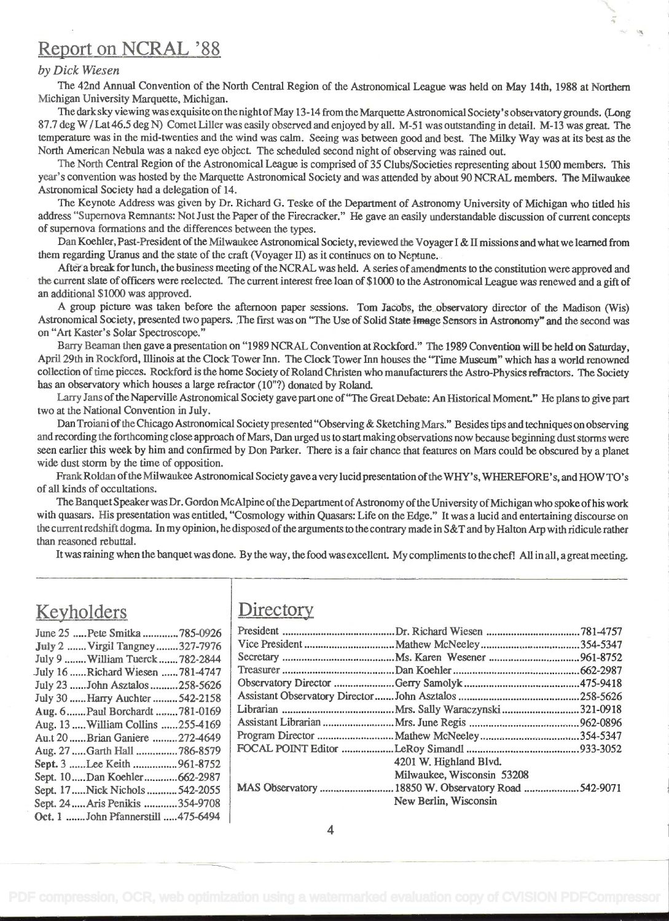## Report on NCRAL '88

*by Dick Wiesen*

The 42nd Annual Convention of the North Central Region of the Astronomical League was held on May 14th, 1988 at Northern Michigan University Marquette, Michigan.

The dark sky viewing was exquisite on the night of May 13-14 from the Marquette Astronomical Society's observatory grounds. (Long 87.7 deg W / Lat 46.5 deg N) Comet Liller was easily observed and enjoyed by all. M-51 was outstanding in detail. M-13 was great. The temperature was in the mid-twenties and the wind was calm. Seeing was between good and best. The Milky Way was at its best as the North American Nebula was a naked eye object. The scheduled second night of observing was rained out.

The North Central Region of the Astronomical League is comprised of 35 Clubs/Societies representing about 1500 members. This year's convention was hosted by the Marquette Astronomical Society and was attended by about 90 NCRAL members. The Milwaukee Astronomical Society had a delegation of 14.

The Keynote Address was given by Dr. Richard G. Teske of the Department of Astronomy University of Michigan who titled his address "Supernova Remnants: Not Just the Paper of the Firecracker." He gave an easily understandable discussion of current concepts of supernova formations and the differences between the types.

Dan Koehler, Past-President of the Milwaukee Astronomical Society, reviewed the Voyager I & II missions and what we learned from them regarding Uranus and the state of the craft (Voyager II) as it continues on to Neptune.

After a break for lunch, the business meeting of the NCRAL was held. A series of amendments to the constitution were approved and the current slate of officers were reelected. The current interest free loan of $1000 to the Astronomical League was renewed and a gift of an additional $1000 was approved.

A group picture was taken before the afternoon paper sessions. Tom Jacobs, the observatory director of the Madison (Wis) Astronomical Society, presented two papers. The first was on "The Use of Solid State Image Sensors in Astronomy" and the second was on "Art Kaster's Solar Spectroscope."

Barry Beaman then gave a presentation on "1989 NCRAL Convention at Rockford." The 1989 Convention will be held on Saturday, April 29th in Rockford, Illinois at the Clock Tower Inn. The Clock Tower Inn houses the "Time Museum" which has a world renowned collection of time pieces. Rockford is the home Society of Roland Christen who manufacturers the Astro-Physics refractors. The Society has an observatory which houses a large refractor (10"?) donated by Roland.

Larry Jans of the Naperville Astronomical Society gave part one of "The Great Debate: An Historical Moment." He plans to give part two at the National Convention in July.

Dan Troiani of the Chicago Astronomical Society presented "Observing & Sketching Mars." Besides tips and techniques on observing and recording the forthcoming close approach of Mars, Dan urged us to start making observations now because beginning dust storms were seen earlier this week by him and confirmed by Don Parker. There is a fair chance that features on Mars could be obscured by a planet wide dust storm by the time of opposition.

Frank Roldan of the Milwaukee Astronomical Society gave a very lucid presentation of the WHY's, WHEREFORE's, and HOW TO's of all kinds of occultations.

The Banquet Speaker was Dr. Gordon McAlpine of the Department of Astronomy of the University of Michigan who spoke of his work with quasars. His presentation was entitled, "Cosmology within Quasars: Life on the Edge." It was a lucid and entertaining discourse on the current redshift dogma. In my opinion, he disposed of the arguments to the contrary made in S&T and by Halton Arp with ridicule rather than reasoned rebuttal.

It was raining when the banquet was done. By the way, the food was excellent. My compliments to the chef! All in all, a great meeting.

## Keyholders

| | | |
|---|---|---|
| June 25 | Pete Smitka | 785-0926 |
| July 2 | Virgil Tangney | 327-7976 |
| July 9 | William Tuerck | 782-2844 |
| July 16 | Richard Wiesen | 781-4747 |
| July 23 | John Asztalos | 258-5626 |
| July 30 | Harry Auchter | 542-2158 |
| Aug. 6 | Paul Borchardt | 781-0169 |
| Aug. 13 | William Collins | 255-4169 |
| Au.t 20 | Brian Ganiere | 272-4649 |
| Aug. 27 | Garth Hall | 786-8579 |
| Sept. 3 | Lee Keith | 961-8752 |
| Sept. 10 | Dan Koehler | 662-2987 |
| Sept. 17 | Nick Nichols | 542-2055 |
| Sept. 24 | Aris Penikis | 354-9708 |
| Oct. 1 | John Pfannerstill | 475-6494 |

## Directory

| | | |
|---|---|---|
| President | Dr. Richard Wiesen | 781-4757 |
| Vice President | Mathew McNeeley | 354-5347 |
| Secretary | Ms. Karen Wesener | 961-8752 |
| Treasurer | Dan Koehler | 662-2987 |
| Observatory Director | Gerry Samolyk | 475-9418 |
| Assistant Observatory Director | John Asztalos | 258-5626 |
| Librarian | Mrs. Sally Waraczynski | 321-0918 |
| Assistant Librarian | Mrs. June Regis | 962-0896 |
| Program Director | Mathew McNeeley | 354-5347 |
| FOCAL POINT Editor | LeRoy Simandl<br>4201 W. Highland Blvd.<br>Milwaukee, Wisconsin 53208 | 933-3052 |
| MAS Observatory | 18850 W. Observatory Road<br>New Berlin, Wisconsin | 542-9071 |